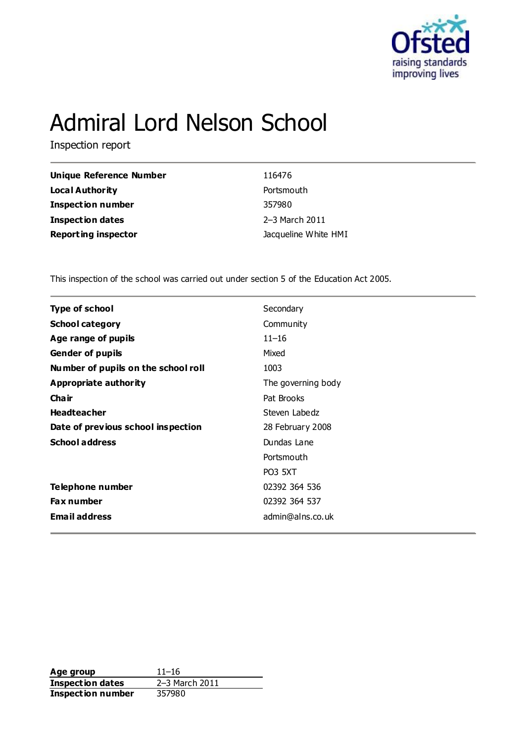# Admiral Lord Nelson School

Inspection report

| | |
|---|---|
| **Unique Reference Number** | 116476 |
| **Local Authority** | Portsmouth |
| **Inspection number** | 357980 |
| **Inspection dates** | 2–3 March 2011 |
| **Reporting inspector** | Jacqueline White HMI |

This inspection of the school was carried out under section 5 of the Education Act 2005.

| | |
|---|---|
| **Type of school** | Secondary |
| **School category** | Community |
| **Age range of pupils** | 11–16 |
| **Gender of pupils** | Mixed |
| **Number of pupils on the school roll** | 1003 |
| **Appropriate authority** | The governing body |
| **Chair** | Pat Brooks |
| **Headteacher** | Steven Labedz |
| **Date of previous school inspection** | 28 February 2008 |
| **School address** | Dundas Lane<br>Portsmouth<br>PO3 5XT |
| **Telephone number** | 02392 364 536 |
| **Fax number** | 02392 364 537 |
| **Email address** | admin@alns.co.uk |

| | |
|---|---|
| **Age group** | 11–16 |
| **Inspection dates** | 2–3 March 2011 |
| **Inspection number** | 357980 |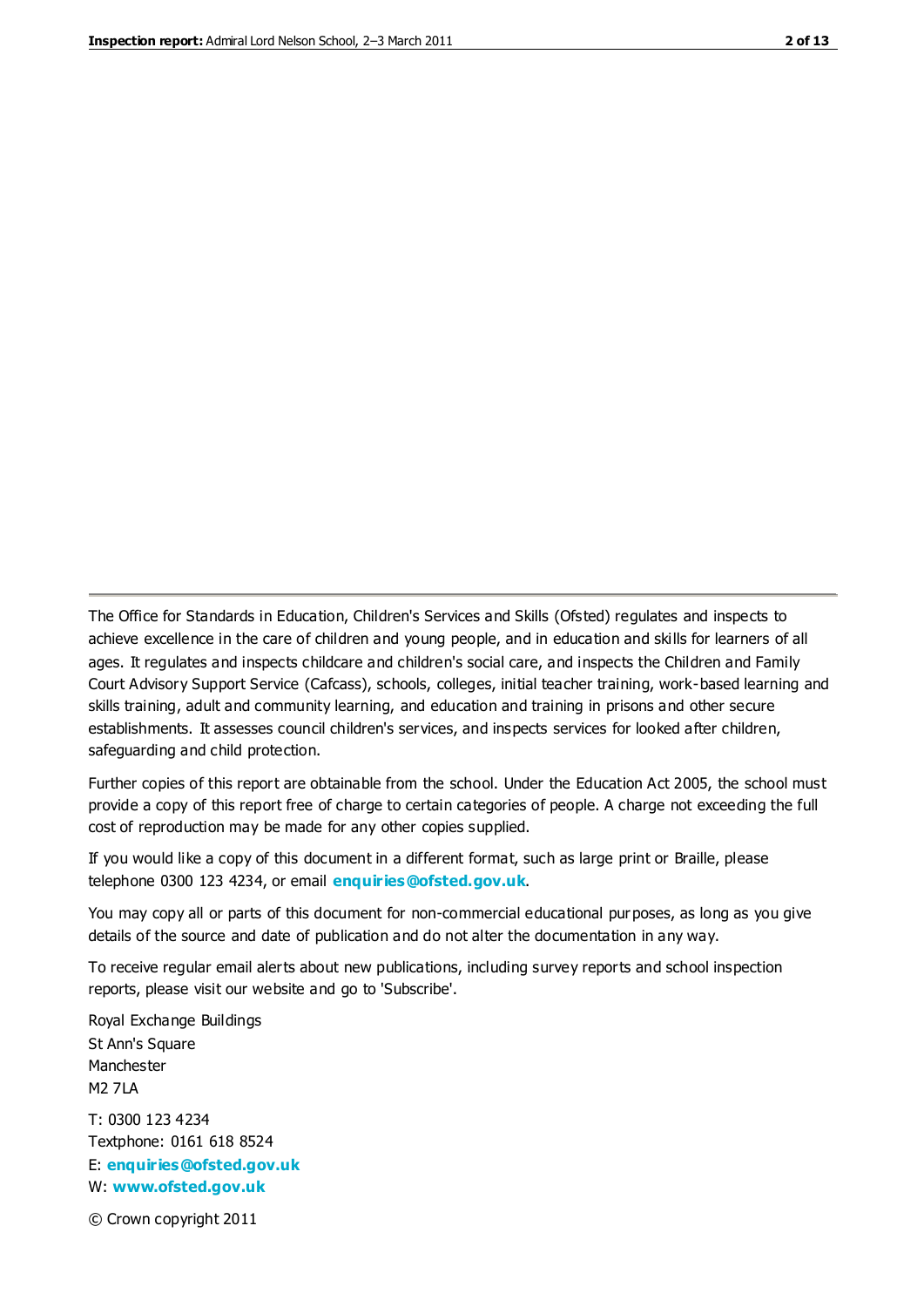The Office for Standards in Education, Children's Services and Skills (Ofsted) regulates and inspects to achieve excellence in the care of children and young people, and in education and skills for learners of all ages. It regulates and inspects childcare and children's social care, and inspects the Children and Family Court Advisory Support Service (Cafcass), schools, colleges, initial teacher training, work-based learning and skills training, adult and community learning, and education and training in prisons and other secure establishments. It assesses council children's services, and inspects services for looked after children, safeguarding and child protection.

Further copies of this report are obtainable from the school. Under the Education Act 2005, the school must provide a copy of this report free of charge to certain categories of people. A charge not exceeding the full cost of reproduction may be made for any other copies supplied.

If you would like a copy of this document in a different format, such as large print or Braille, please telephone 0300 123 4234, or email **enquiries@ofsted.gov.uk**.

You may copy all or parts of this document for non-commercial educational purposes, as long as you give details of the source and date of publication and do not alter the documentation in any way.

To receive regular email alerts about new publications, including survey reports and school inspection reports, please visit our website and go to 'Subscribe'.

Royal Exchange Buildings
St Ann's Square
Manchester
M2 7LA

T: 0300 123 4234
Textphone: 0161 618 8524
E: **enquiries@ofsted.gov.uk**
W: **www.ofsted.gov.uk**

© Crown copyright 2011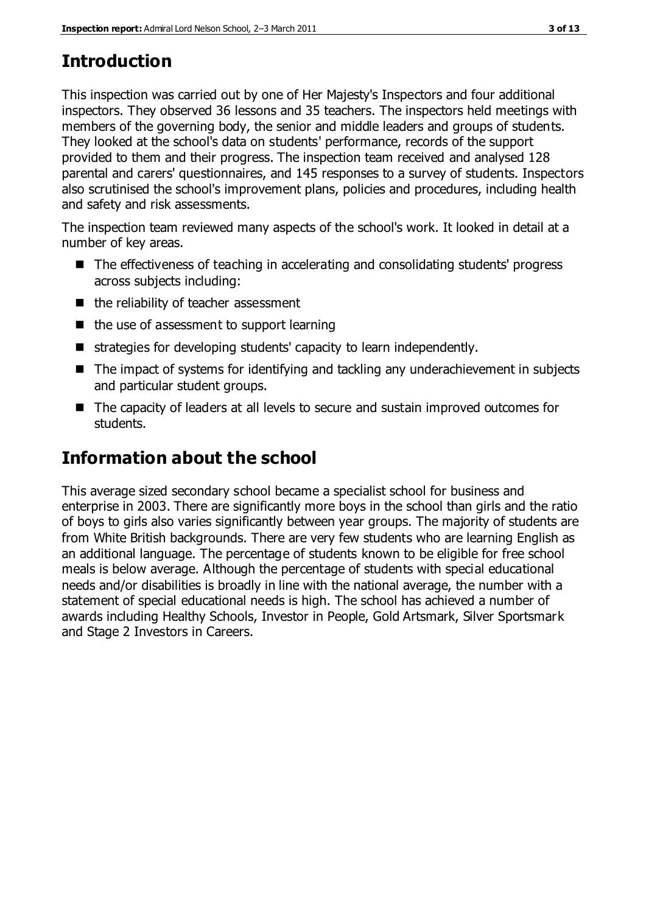## Introduction

This inspection was carried out by one of Her Majesty's Inspectors and four additional inspectors. They observed 36 lessons and 35 teachers. The inspectors held meetings with members of the governing body, the senior and middle leaders and groups of students. They looked at the school's data on students' performance, records of the support provided to them and their progress. The inspection team received and analysed 128 parental and carers' questionnaires, and 145 responses to a survey of students. Inspectors also scrutinised the school's improvement plans, policies and procedures, including health and safety and risk assessments.

The inspection team reviewed many aspects of the school's work. It looked in detail at a number of key areas.

- The effectiveness of teaching in accelerating and consolidating students' progress across subjects including:
- the reliability of teacher assessment
- the use of assessment to support learning
- strategies for developing students' capacity to learn independently.
- The impact of systems for identifying and tackling any underachievement in subjects and particular student groups.
- The capacity of leaders at all levels to secure and sustain improved outcomes for students.

## Information about the school

This average sized secondary school became a specialist school for business and enterprise in 2003. There are significantly more boys in the school than girls and the ratio of boys to girls also varies significantly between year groups. The majority of students are from White British backgrounds. There are very few students who are learning English as an additional language. The percentage of students known to be eligible for free school meals is below average. Although the percentage of students with special educational needs and/or disabilities is broadly in line with the national average, the number with a statement of special educational needs is high. The school has achieved a number of awards including Healthy Schools, Investor in People, Gold Artsmark, Silver Sportsmark and Stage 2 Investors in Careers.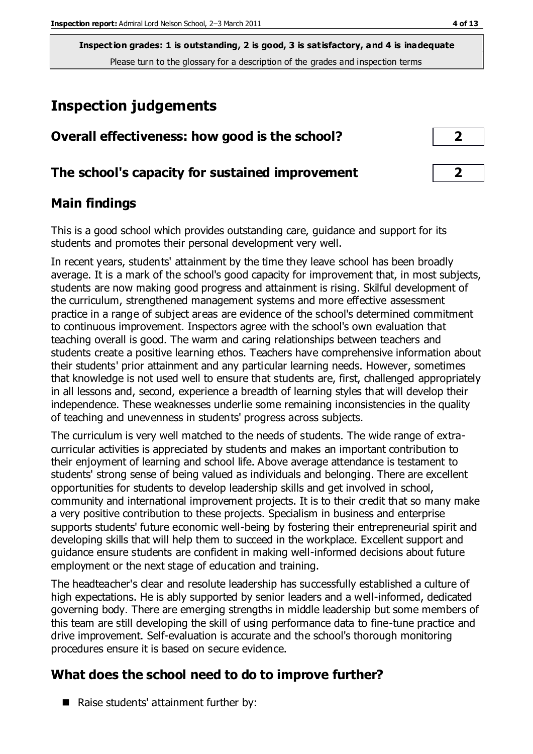**Inspection grades: 1 is outstanding, 2 is good, 3 is satisfactory, and 4 is inadequate**
Please turn to the glossary for a description of the grades and inspection terms

# Inspection judgements

| Overall effectiveness: how good is the school? | 2 |
| --- | --- |
| **The school's capacity for sustained improvement** | **2** |

## Main findings

This is a good school which provides outstanding care, guidance and support for its students and promotes their personal development very well.

In recent years, students' attainment by the time they leave school has been broadly average. It is a mark of the school's good capacity for improvement that, in most subjects, students are now making good progress and attainment is rising. Skilful development of the curriculum, strengthened management systems and more effective assessment practice in a range of subject areas are evidence of the school's determined commitment to continuous improvement. Inspectors agree with the school's own evaluation that teaching overall is good. The warm and caring relationships between teachers and students create a positive learning ethos. Teachers have comprehensive information about their students' prior attainment and any particular learning needs. However, sometimes that knowledge is not used well to ensure that students are, first, challenged appropriately in all lessons and, second, experience a breadth of learning styles that will develop their independence. These weaknesses underlie some remaining inconsistencies in the quality of teaching and unevenness in students' progress across subjects.

The curriculum is very well matched to the needs of students. The wide range of extra-curricular activities is appreciated by students and makes an important contribution to their enjoyment of learning and school life. Above average attendance is testament to students' strong sense of being valued as individuals and belonging. There are excellent opportunities for students to develop leadership skills and get involved in school, community and international improvement projects. It is to their credit that so many make a very positive contribution to these projects. Specialism in business and enterprise supports students' future economic well-being by fostering their entrepreneurial spirit and developing skills that will help them to succeed in the workplace. Excellent support and guidance ensure students are confident in making well-informed decisions about future employment or the next stage of education and training.

The headteacher's clear and resolute leadership has successfully established a culture of high expectations. He is ably supported by senior leaders and a well-informed, dedicated governing body. There are emerging strengths in middle leadership but some members of this team are still developing the skill of using performance data to fine-tune practice and drive improvement. Self-evaluation is accurate and the school's thorough monitoring procedures ensure it is based on secure evidence.

## What does the school need to do to improve further?

- Raise students' attainment further by: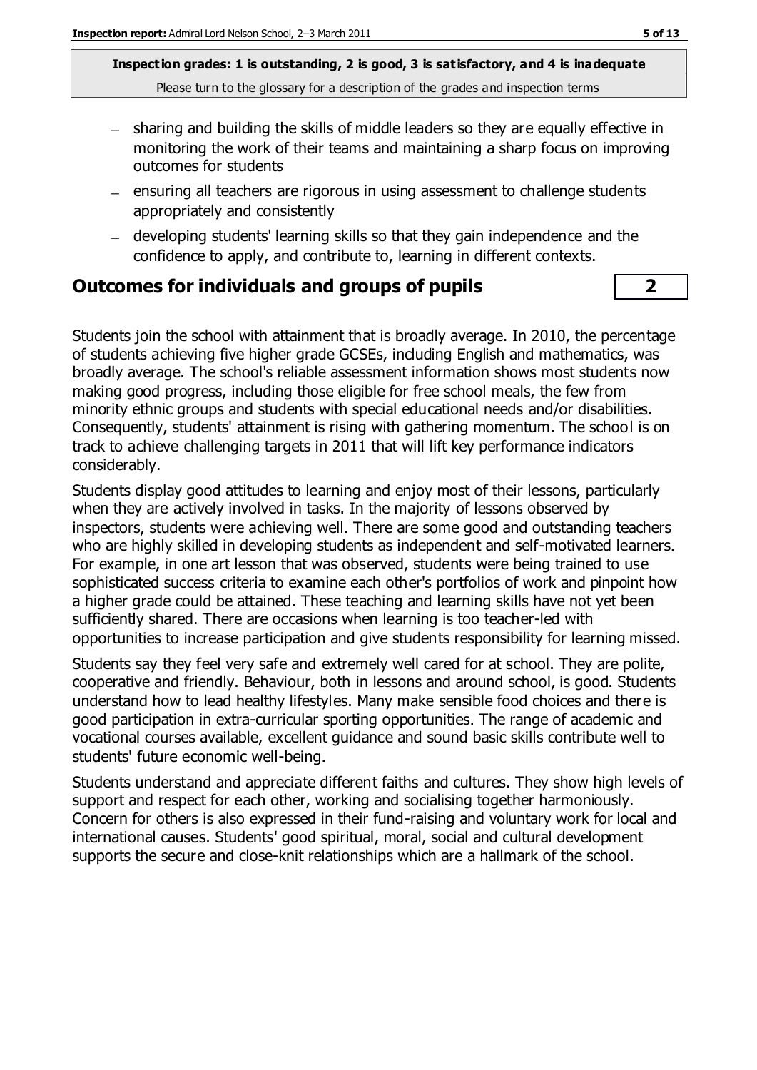- sharing and building the skills of middle leaders so they are equally effective in monitoring the work of their teams and maintaining a sharp focus on improving outcomes for students
- ensuring all teachers are rigorous in using assessment to challenge students appropriately and consistently
- developing students' learning skills so that they gain independence and the confidence to apply, and contribute to, learning in different contexts.

## Outcomes for individuals and groups of pupils

**2**

Students join the school with attainment that is broadly average. In 2010, the percentage of students achieving five higher grade GCSEs, including English and mathematics, was broadly average. The school's reliable assessment information shows most students now making good progress, including those eligible for free school meals, the few from minority ethnic groups and students with special educational needs and/or disabilities. Consequently, students' attainment is rising with gathering momentum. The school is on track to achieve challenging targets in 2011 that will lift key performance indicators considerably.

Students display good attitudes to learning and enjoy most of their lessons, particularly when they are actively involved in tasks. In the majority of lessons observed by inspectors, students were achieving well. There are some good and outstanding teachers who are highly skilled in developing students as independent and self-motivated learners. For example, in one art lesson that was observed, students were being trained to use sophisticated success criteria to examine each other's portfolios of work and pinpoint how a higher grade could be attained. These teaching and learning skills have not yet been sufficiently shared. There are occasions when learning is too teacher-led with opportunities to increase participation and give students responsibility for learning missed.

Students say they feel very safe and extremely well cared for at school. They are polite, cooperative and friendly. Behaviour, both in lessons and around school, is good. Students understand how to lead healthy lifestyles. Many make sensible food choices and there is good participation in extra-curricular sporting opportunities. The range of academic and vocational courses available, excellent guidance and sound basic skills contribute well to students' future economic well-being.

Students understand and appreciate different faiths and cultures. They show high levels of support and respect for each other, working and socialising together harmoniously. Concern for others is also expressed in their fund-raising and voluntary work for local and international causes. Students' good spiritual, moral, social and cultural development supports the secure and close-knit relationships which are a hallmark of the school.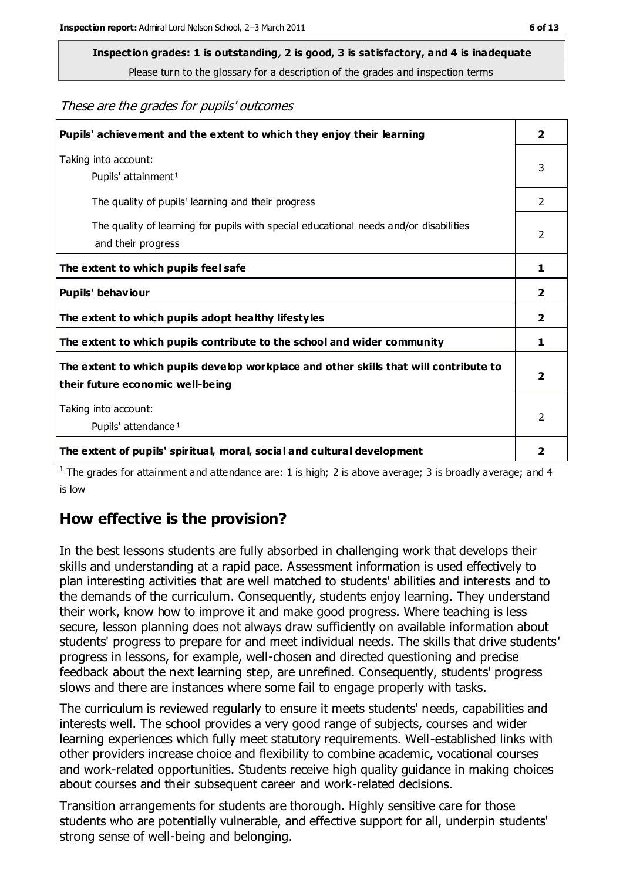**Inspection grades: 1 is outstanding, 2 is good, 3 is satisfactory, and 4 is inadequate**

Please turn to the glossary for a description of the grades and inspection terms

*These are the grades for pupils' outcomes*

| Pupils' achievement and the extent to which they enjoy their learning | 2 |
|---|---|
| Taking into account:<br>Pupils' attainment[1] | 3 |
| The quality of pupils' learning and their progress | 2 |
| The quality of learning for pupils with special educational needs and/or disabilities and their progress | 2 |
| **The extent to which pupils feel safe** | **1** |
| **Pupils' behaviour** | **2** |
| **The extent to which pupils adopt healthy lifestyles** | **2** |
| **The extent to which pupils contribute to the school and wider community** | **1** |
| **The extent to which pupils develop workplace and other skills that will contribute to their future economic well-being** | **2** |
| Taking into account:<br>Pupils' attendance[1] | 2 |
| **The extent of pupils' spiritual, moral, social and cultural development** | **2** |

[1] The grades for attainment and attendance are: 1 is high; 2 is above average; 3 is broadly average; and 4 is low

## How effective is the provision?

In the best lessons students are fully absorbed in challenging work that develops their skills and understanding at a rapid pace. Assessment information is used effectively to plan interesting activities that are well matched to students' abilities and interests and to the demands of the curriculum. Consequently, students enjoy learning. They understand their work, know how to improve it and make good progress. Where teaching is less secure, lesson planning does not always draw sufficiently on available information about students' progress to prepare for and meet individual needs. The skills that drive students' progress in lessons, for example, well-chosen and directed questioning and precise feedback about the next learning step, are unrefined. Consequently, students' progress slows and there are instances where some fail to engage properly with tasks.

The curriculum is reviewed regularly to ensure it meets students' needs, capabilities and interests well. The school provides a very good range of subjects, courses and wider learning experiences which fully meet statutory requirements. Well-established links with other providers increase choice and flexibility to combine academic, vocational courses and work-related opportunities. Students receive high quality guidance in making choices about courses and their subsequent career and work-related decisions.

Transition arrangements for students are thorough. Highly sensitive care for those students who are potentially vulnerable, and effective support for all, underpin students' strong sense of well-being and belonging.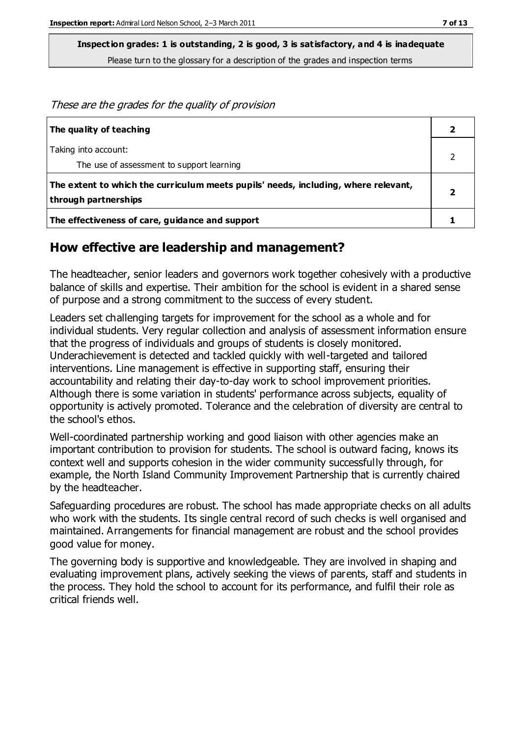**Inspection grades: 1 is outstanding, 2 is good, 3 is satisfactory, and 4 is inadequate**
Please turn to the glossary for a description of the grades and inspection terms

*These are the grades for the quality of provision*

| | |
|---|---|
| **The quality of teaching** | **2** |
| Taking into account:<br>The use of assessment to support learning | 2 |
| **The extent to which the curriculum meets pupils' needs, including, where relevant, through partnerships** | **2** |
| **The effectiveness of care, guidance and support** | **1** |

## How effective are leadership and management?

The headteacher, senior leaders and governors work together cohesively with a productive balance of skills and expertise. Their ambition for the school is evident in a shared sense of purpose and a strong commitment to the success of every student.

Leaders set challenging targets for improvement for the school as a whole and for individual students. Very regular collection and analysis of assessment information ensure that the progress of individuals and groups of students is closely monitored. Underachievement is detected and tackled quickly with well-targeted and tailored interventions. Line management is effective in supporting staff, ensuring their accountability and relating their day-to-day work to school improvement priorities. Although there is some variation in students' performance across subjects, equality of opportunity is actively promoted. Tolerance and the celebration of diversity are central to the school's ethos.

Well-coordinated partnership working and good liaison with other agencies make an important contribution to provision for students. The school is outward facing, knows its context well and supports cohesion in the wider community successfully through, for example, the North Island Community Improvement Partnership that is currently chaired by the headteacher.

Safeguarding procedures are robust. The school has made appropriate checks on all adults who work with the students. Its single central record of such checks is well organised and maintained. Arrangements for financial management are robust and the school provides good value for money.

The governing body is supportive and knowledgeable. They are involved in shaping and evaluating improvement plans, actively seeking the views of parents, staff and students in the process. They hold the school to account for its performance, and fulfil their role as critical friends well.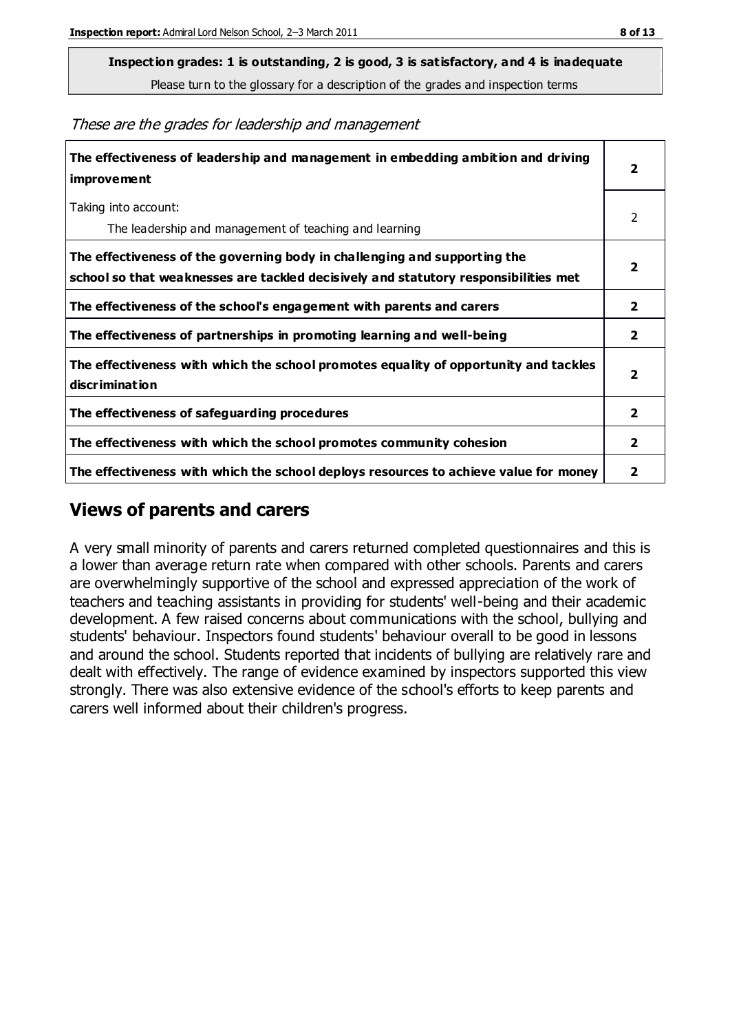**Inspection grades: 1 is outstanding, 2 is good, 3 is satisfactory, and 4 is inadequate**

Please turn to the glossary for a description of the grades and inspection terms

*These are the grades for leadership and management*

| | |
|---|---|
| **The effectiveness of leadership and management in embedding ambition and driving improvement** | **2** |
| Taking into account:<br>The leadership and management of teaching and learning | 2 |
| **The effectiveness of the governing body in challenging and supporting the school so that weaknesses are tackled decisively and statutory responsibilities met** | **2** |
| **The effectiveness of the school's engagement with parents and carers** | **2** |
| **The effectiveness of partnerships in promoting learning and well-being** | **2** |
| **The effectiveness with which the school promotes equality of opportunity and tackles discrimination** | **2** |
| **The effectiveness of safeguarding procedures** | **2** |
| **The effectiveness with which the school promotes community cohesion** | **2** |
| **The effectiveness with which the school deploys resources to achieve value for money** | **2** |

## Views of parents and carers

A very small minority of parents and carers returned completed questionnaires and this is a lower than average return rate when compared with other schools. Parents and carers are overwhelmingly supportive of the school and expressed appreciation of the work of teachers and teaching assistants in providing for students' well-being and their academic development. A few raised concerns about communications with the school, bullying and students' behaviour. Inspectors found students' behaviour overall to be good in lessons and around the school. Students reported that incidents of bullying are relatively rare and dealt with effectively. The range of evidence examined by inspectors supported this view strongly. There was also extensive evidence of the school's efforts to keep parents and carers well informed about their children's progress.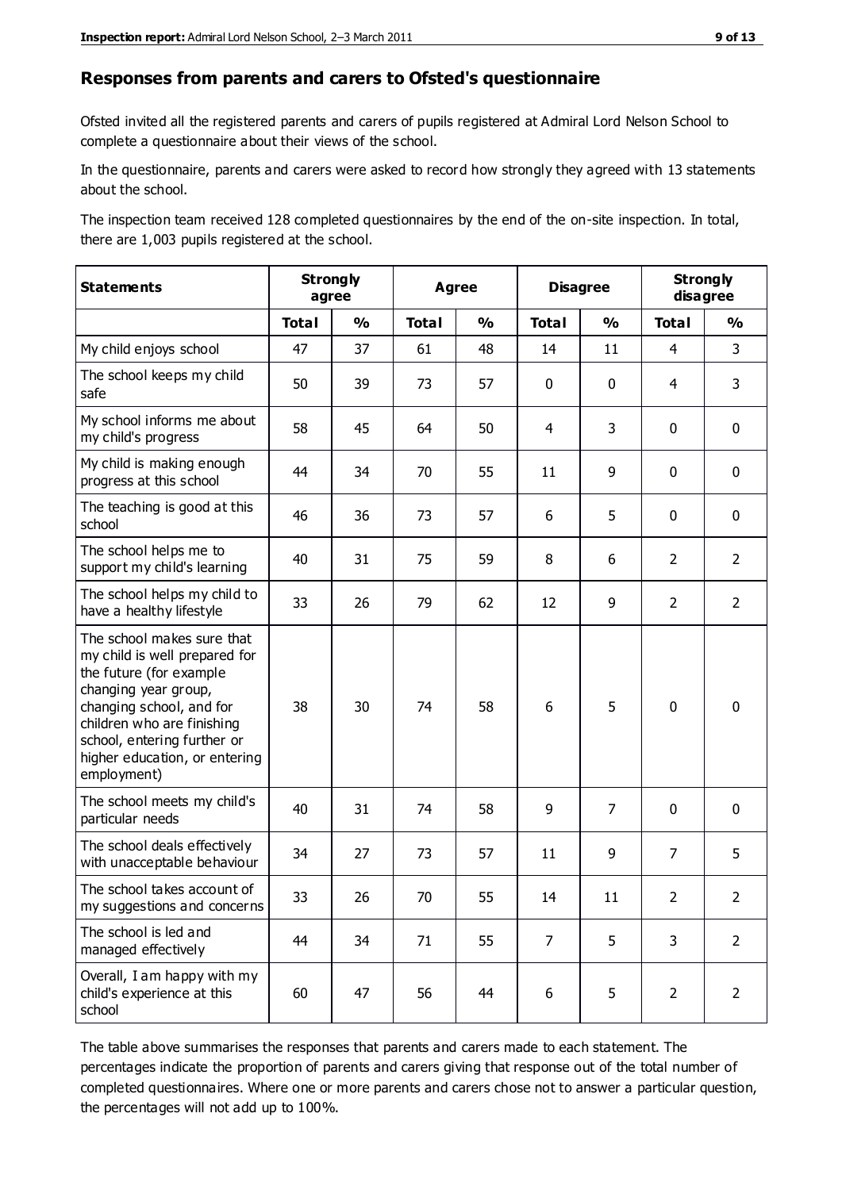## Responses from parents and carers to Ofsted's questionnaire

Ofsted invited all the registered parents and carers of pupils registered at Admiral Lord Nelson School to complete a questionnaire about their views of the school.

In the questionnaire, parents and carers were asked to record how strongly they agreed with 13 statements about the school.

The inspection team received 128 completed questionnaires by the end of the on-site inspection. In total, there are 1,003 pupils registered at the school.

| Statements | Strongly agree | | Agree | | Disagree | | Strongly disagree | |
|---|---|---|---|---|---|---|---|---|
| | Total | % | Total | % | Total | % | Total | % |
| My child enjoys school | 47 | 37 | 61 | 48 | 14 | 11 | 4 | 3 |
| The school keeps my child safe | 50 | 39 | 73 | 57 | 0 | 0 | 4 | 3 |
| My school informs me about my child's progress | 58 | 45 | 64 | 50 | 4 | 3 | 0 | 0 |
| My child is making enough progress at this school | 44 | 34 | 70 | 55 | 11 | 9 | 0 | 0 |
| The teaching is good at this school | 46 | 36 | 73 | 57 | 6 | 5 | 0 | 0 |
| The school helps me to support my child's learning | 40 | 31 | 75 | 59 | 8 | 6 | 2 | 2 |
| The school helps my child to have a healthy lifestyle | 33 | 26 | 79 | 62 | 12 | 9 | 2 | 2 |
| The school makes sure that my child is well prepared for the future (for example changing year group, changing school, and for children who are finishing school, entering further or higher education, or entering employment) | 38 | 30 | 74 | 58 | 6 | 5 | 0 | 0 |
| The school meets my child's particular needs | 40 | 31 | 74 | 58 | 9 | 7 | 0 | 0 |
| The school deals effectively with unacceptable behaviour | 34 | 27 | 73 | 57 | 11 | 9 | 7 | 5 |
| The school takes account of my suggestions and concerns | 33 | 26 | 70 | 55 | 14 | 11 | 2 | 2 |
| The school is led and managed effectively | 44 | 34 | 71 | 55 | 7 | 5 | 3 | 2 |
| Overall, I am happy with my child's experience at this school | 60 | 47 | 56 | 44 | 6 | 5 | 2 | 2 |

The table above summarises the responses that parents and carers made to each statement. The percentages indicate the proportion of parents and carers giving that response out of the total number of completed questionnaires. Where one or more parents and carers chose not to answer a particular question, the percentages will not add up to 100%.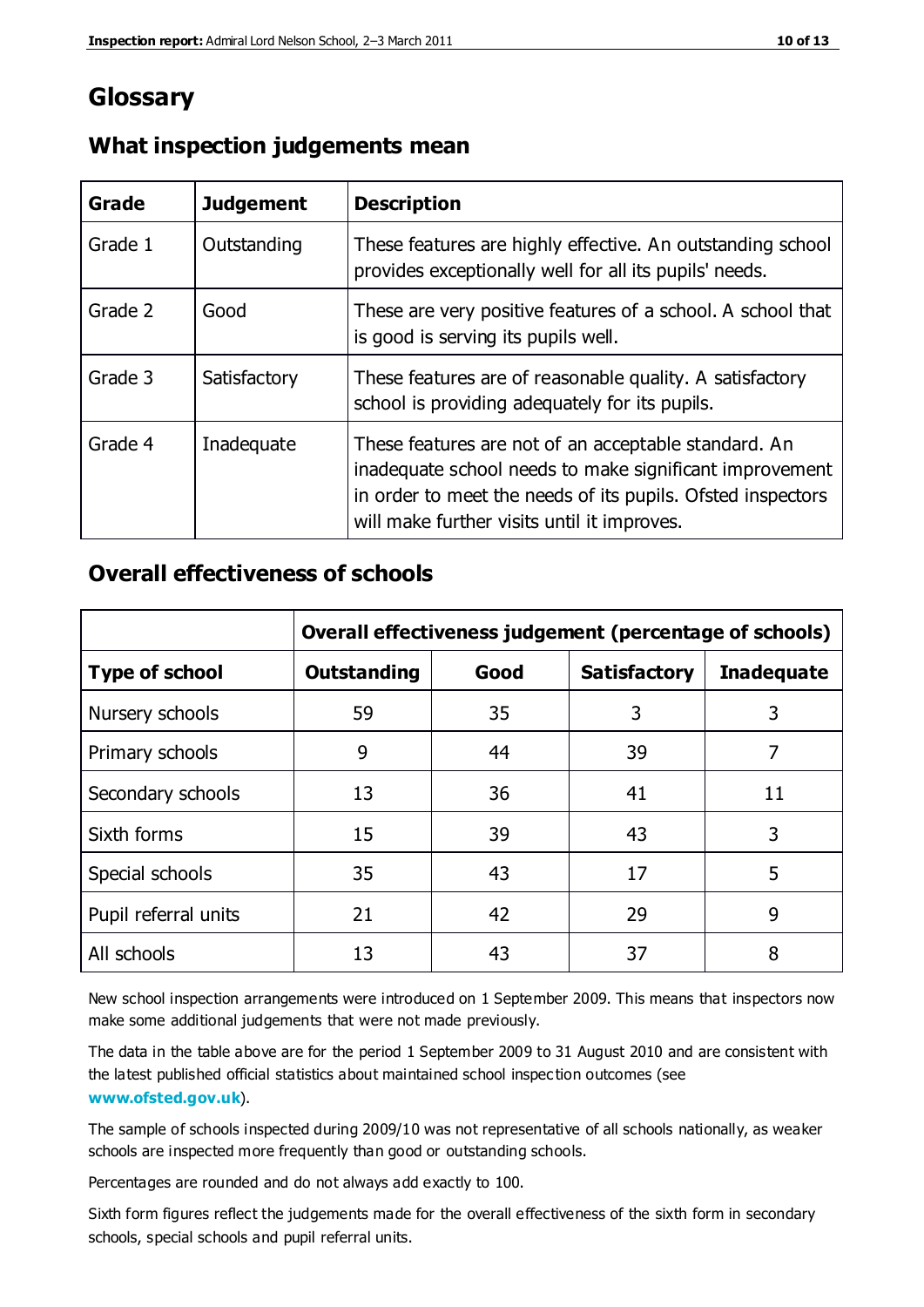# Glossary

## What inspection judgements mean

| Grade | Judgement | Description |
|---|---|---|
| Grade 1 | Outstanding | These features are highly effective. An outstanding school provides exceptionally well for all its pupils' needs. |
| Grade 2 | Good | These are very positive features of a school. A school that is good is serving its pupils well. |
| Grade 3 | Satisfactory | These features are of reasonable quality. A satisfactory school is providing adequately for its pupils. |
| Grade 4 | Inadequate | These features are not of an acceptable standard. An inadequate school needs to make significant improvement in order to meet the needs of its pupils. Ofsted inspectors will make further visits until it improves. |

## Overall effectiveness of schools

| | Overall effectiveness judgement (percentage of schools) | | | |
|---|---|---|---|---|
| **Type of school** | **Outstanding** | **Good** | **Satisfactory** | **Inadequate** |
| Nursery schools | 59 | 35 | 3 | 3 |
| Primary schools | 9 | 44 | 39 | 7 |
| Secondary schools | 13 | 36 | 41 | 11 |
| Sixth forms | 15 | 39 | 43 | 3 |
| Special schools | 35 | 43 | 17 | 5 |
| Pupil referral units | 21 | 42 | 29 | 9 |
| All schools | 13 | 43 | 37 | 8 |

New school inspection arrangements were introduced on 1 September 2009. This means that inspectors now make some additional judgements that were not made previously.

The data in the table above are for the period 1 September 2009 to 31 August 2010 and are consistent with the latest published official statistics about maintained school inspection outcomes (see **www.ofsted.gov.uk**).

The sample of schools inspected during 2009/10 was not representative of all schools nationally, as weaker schools are inspected more frequently than good or outstanding schools.

Percentages are rounded and do not always add exactly to 100.

Sixth form figures reflect the judgements made for the overall effectiveness of the sixth form in secondary schools, special schools and pupil referral units.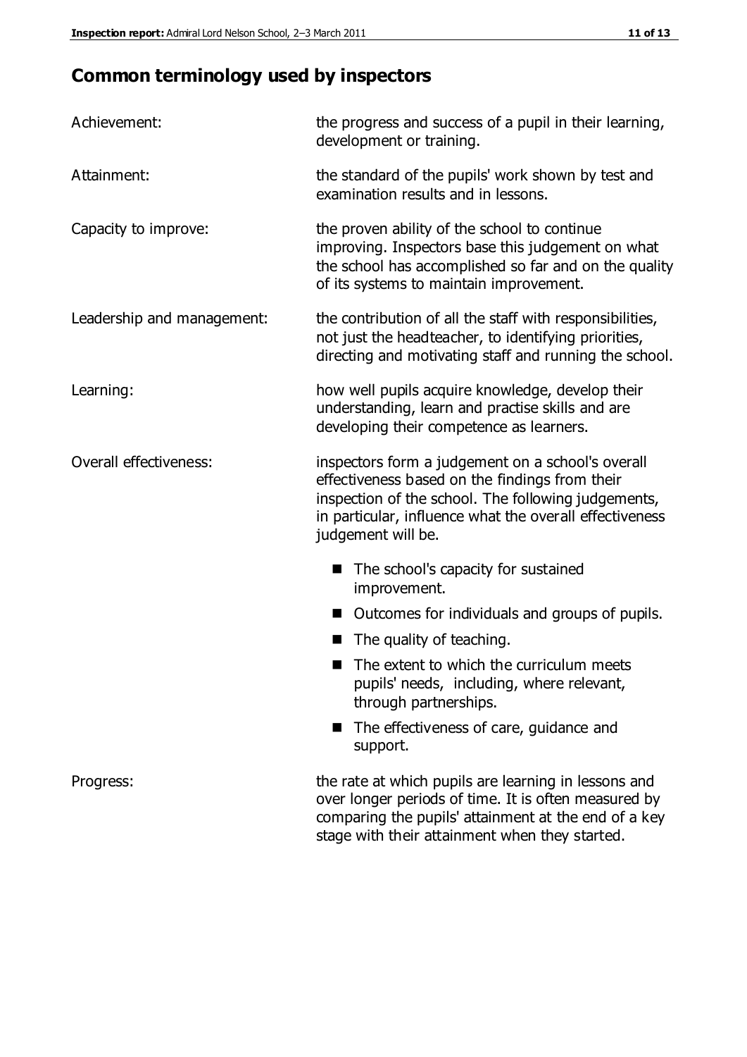## Common terminology used by inspectors

| | |
|---|---|
| Achievement: | the progress and success of a pupil in their learning, development or training. |
| Attainment: | the standard of the pupils' work shown by test and examination results and in lessons. |
| Capacity to improve: | the proven ability of the school to continue improving. Inspectors base this judgement on what the school has accomplished so far and on the quality of its systems to maintain improvement. |
| Leadership and management: | the contribution of all the staff with responsibilities, not just the headteacher, to identifying priorities, directing and motivating staff and running the school. |
| Learning: | how well pupils acquire knowledge, develop their understanding, learn and practise skills and are developing their competence as learners. |
| Overall effectiveness: | inspectors form a judgement on a school's overall effectiveness based on the findings from their inspection of the school. The following judgements, in particular, influence what the overall effectiveness judgement will be. |

- The school's capacity for sustained improvement.
- Outcomes for individuals and groups of pupils.
- The quality of teaching.
- The extent to which the curriculum meets pupils' needs, including, where relevant, through partnerships.
- The effectiveness of care, guidance and support.

| | |
|---|---|
| Progress: | the rate at which pupils are learning in lessons and over longer periods of time. It is often measured by comparing the pupils' attainment at the end of a key stage with their attainment when they started. |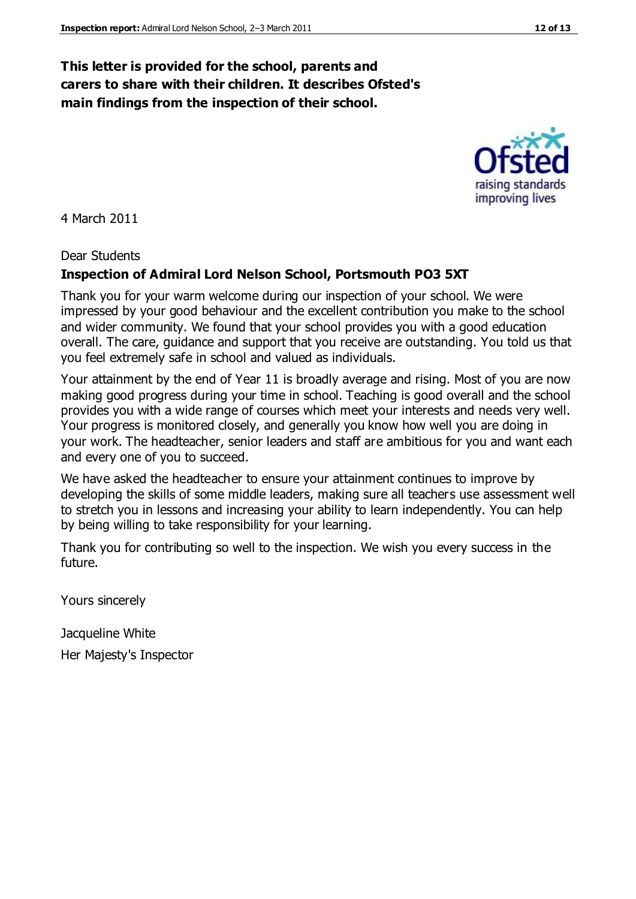**This letter is provided for the school, parents and carers to share with their children. It describes Ofsted's main findings from the inspection of their school.**

4 March 2011

Dear Students

**Inspection of Admiral Lord Nelson School, Portsmouth PO3 5XT**

Thank you for your warm welcome during our inspection of your school. We were impressed by your good behaviour and the excellent contribution you make to the school and wider community. We found that your school provides you with a good education overall. The care, guidance and support that you receive are outstanding. You told us that you feel extremely safe in school and valued as individuals.

Your attainment by the end of Year 11 is broadly average and rising. Most of you are now making good progress during your time in school. Teaching is good overall and the school provides you with a wide range of courses which meet your interests and needs very well. Your progress is monitored closely, and generally you know how well you are doing in your work. The headteacher, senior leaders and staff are ambitious for you and want each and every one of you to succeed.

We have asked the headteacher to ensure your attainment continues to improve by developing the skills of some middle leaders, making sure all teachers use assessment well to stretch you in lessons and increasing your ability to learn independently. You can help by being willing to take responsibility for your learning.

Thank you for contributing so well to the inspection. We wish you every success in the future.

Yours sincerely

Jacqueline White

Her Majesty's Inspector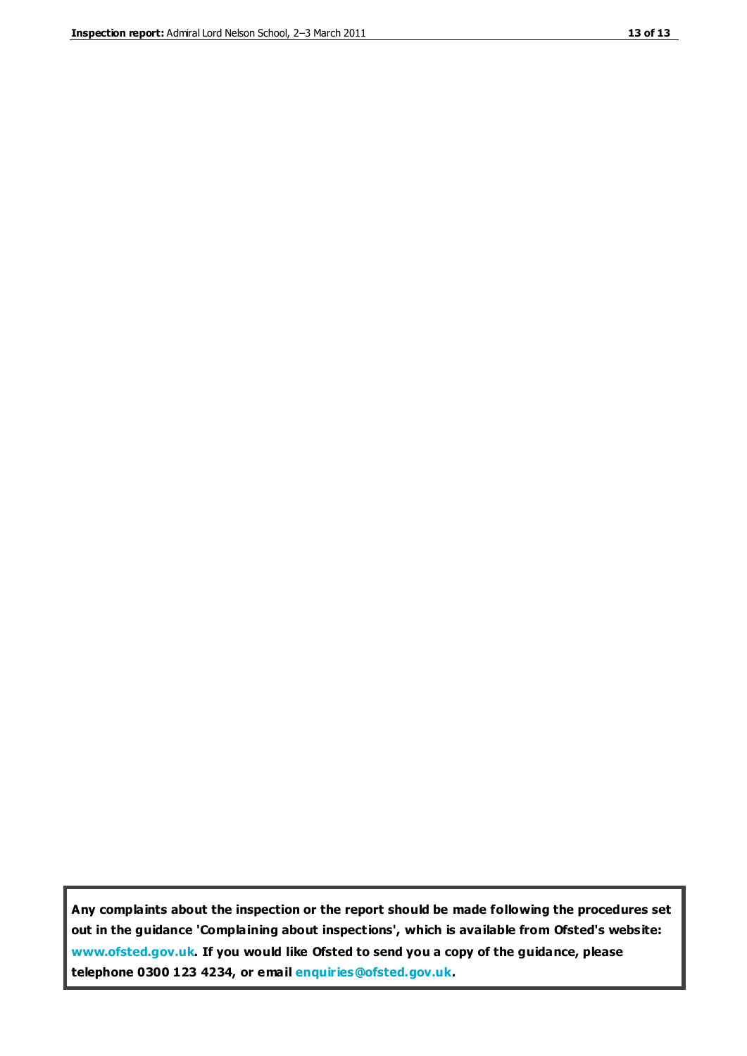**Any complaints about the inspection or the report should be made following the procedures set out in the guidance 'Complaining about inspections', which is available from Ofsted's website: www.ofsted.gov.uk. If you would like Ofsted to send you a copy of the guidance, please telephone 0300 123 4234, or email enquiries@ofsted.gov.uk.**